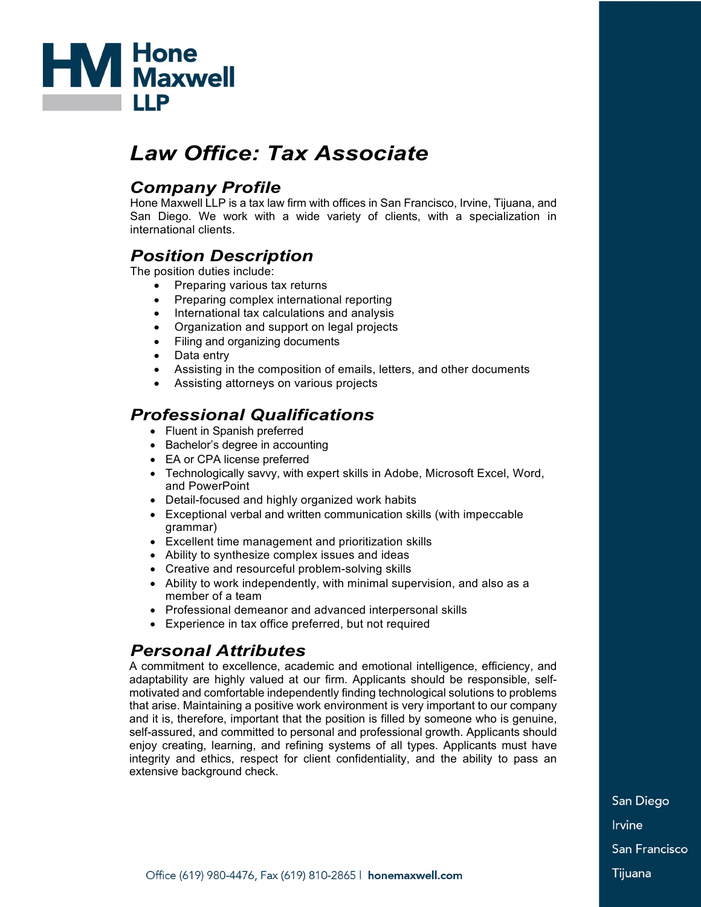Hone Maxwell LLP

# Law Office: Tax Associate

## Company Profile

Hone Maxwell LLP is a tax law firm with offices in San Francisco, Irvine, Tijuana, and San Diego. We work with a wide variety of clients, with a specialization in international clients.

## Position Description

The position duties include:

- Preparing various tax returns
- Preparing complex international reporting
- International tax calculations and analysis
- Organization and support on legal projects
- Filing and organizing documents
- Data entry
- Assisting in the composition of emails, letters, and other documents
- Assisting attorneys on various projects

## Professional Qualifications

- Fluent in Spanish preferred
- Bachelor's degree in accounting
- EA or CPA license preferred
- Technologically savvy, with expert skills in Adobe, Microsoft Excel, Word, and PowerPoint
- Detail-focused and highly organized work habits
- Exceptional verbal and written communication skills (with impeccable grammar)
- Excellent time management and prioritization skills
- Ability to synthesize complex issues and ideas
- Creative and resourceful problem-solving skills
- Ability to work independently, with minimal supervision, and also as a member of a team
- Professional demeanor and advanced interpersonal skills
- Experience in tax office preferred, but not required

## Personal Attributes

A commitment to excellence, academic and emotional intelligence, efficiency, and adaptability are highly valued at our firm. Applicants should be responsible, self-motivated and comfortable independently finding technological solutions to problems that arise. Maintaining a positive work environment is very important to our company and it is, therefore, important that the position is filled by someone who is genuine, self-assured, and committed to personal and professional growth. Applicants should enjoy creating, learning, and refining systems of all types. Applicants must have integrity and ethics, respect for client confidentiality, and the ability to pass an extensive background check.

San Diego
Irvine
San Francisco
Tijuana

Office (619) 980-4476, Fax (619) 810-2865 | **honemaxwell.com**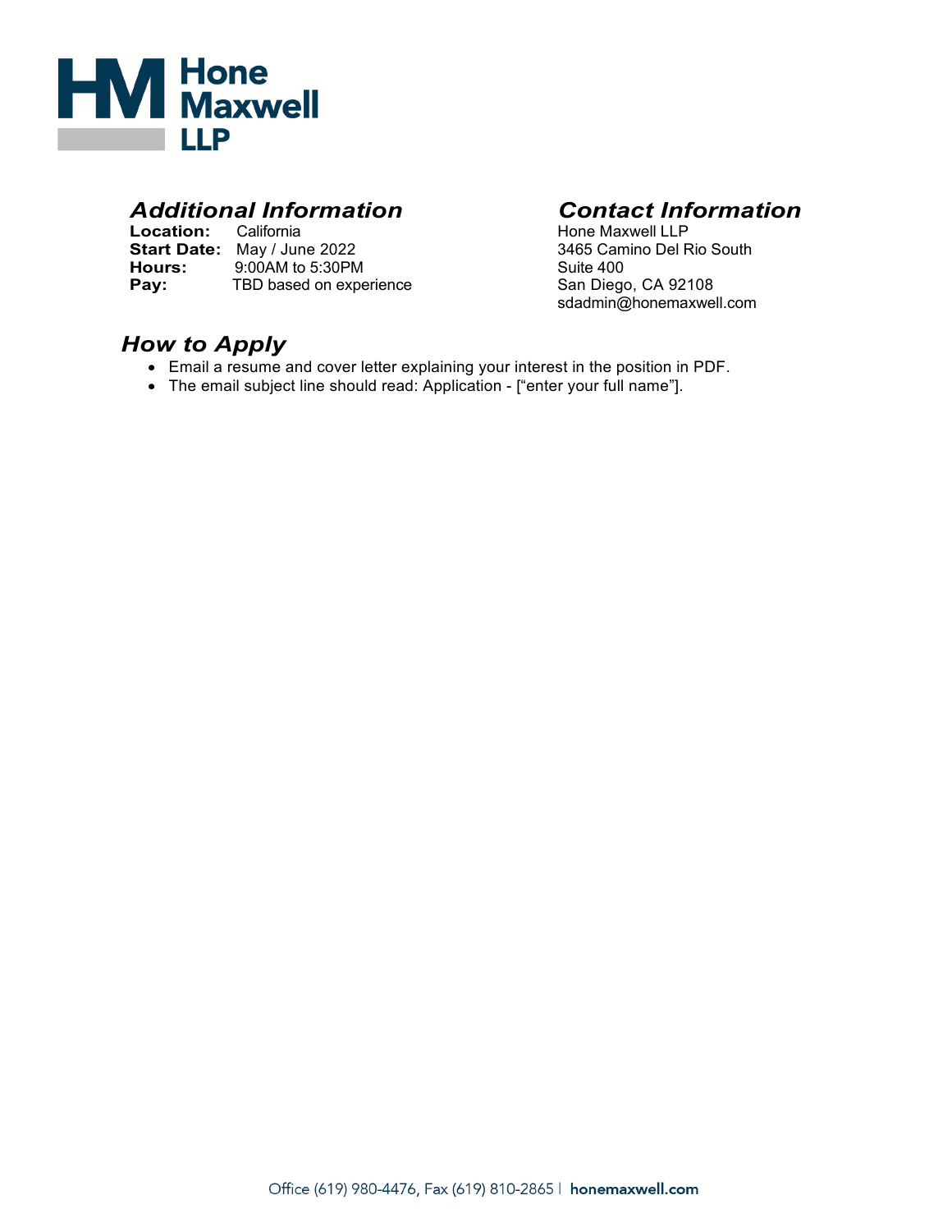Hone Maxwell LLP

## Additional Information

**Location:** California
**Start Date:** May / June 2022
**Hours:** 9:00AM to 5:30PM
**Pay:** TBD based on experience

## Contact Information

Hone Maxwell LLP
3465 Camino Del Rio South
Suite 400
San Diego, CA 92108
sdadmin@honemaxwell.com

## How to Apply

- Email a resume and cover letter explaining your interest in the position in PDF.
- The email subject line should read: Application - ["enter your full name"].

Office (619) 980-4476, Fax (619) 810-2865 | **honemaxwell.com**